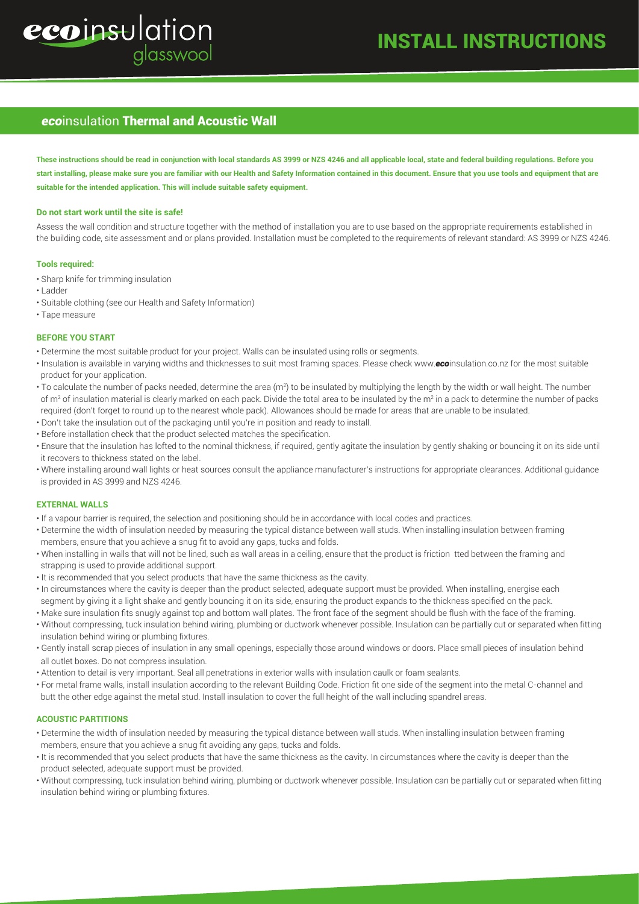# INSTALL INSTRUCTIONS

## *eco*insulation Thermal and Acoustic Wall

**These instructions should be read in conjunction with local standards AS 3999 or NZS 4246 and all applicable local, state and federal building regulations. Before you start installing, please make sure you are familiar with our Health and Safety Information contained in this document. Ensure that you use tools and equipment that are suitable for the intended application. This will include suitable safety equipment.**

**Do not start work until the site is safe!**

Assess the wall condition and structure together with the method of installation you are to use based on the appropriate requirements established in the building code, site assessment and or plans provided. Installation must be completed to the requirements of relevant standard: AS 3999 or NZS 4246.

**Tools required:**

- Sharp knife for trimming insulation
- Ladder
- Suitable clothing (see our Health and Safety Information)
- Tape measure

### BEFORE YOU START

- Determine the most suitable product for your project. Walls can be insulated using rolls or segments.
- Insulation is available in varying widths and thicknesses to suit most framing spaces. Please check www.***eco***insulation.co.nz for the most suitable product for your application.
- To calculate the number of packs needed, determine the area ($m^2$) to be insulated by multiplying the length by the width or wall height. The number of $m^2$ of insulation material is clearly marked on each pack. Divide the total area to be insulated by the $m^2$ in a pack to determine the number of packs required (don't forget to round up to the nearest whole pack). Allowances should be made for areas that are unable to be insulated.
- Don't take the insulation out of the packaging until you're in position and ready to install.
- Before installation check that the product selected matches the specification.
- Ensure that the insulation has lofted to the nominal thickness, if required, gently agitate the insulation by gently shaking or bouncing it on its side until it recovers to thickness stated on the label.
- Where installing around wall lights or heat sources consult the appliance manufacturer's instructions for appropriate clearances. Additional guidance is provided in AS 3999 and NZS 4246.

### EXTERNAL WALLS

- If a vapour barrier is required, the selection and positioning should be in accordance with local codes and practices.
- Determine the width of insulation needed by measuring the typical distance between wall studs. When installing insulation between framing members, ensure that you achieve a snug fit to avoid any gaps, tucks and folds.
- When installing in walls that will not be lined, such as wall areas in a ceiling, ensure that the product is friction tted between the framing and strapping is used to provide additional support.
- It is recommended that you select products that have the same thickness as the cavity.
- In circumstances where the cavity is deeper than the product selected, adequate support must be provided. When installing, energise each segment by giving it a light shake and gently bouncing it on its side, ensuring the product expands to the thickness specified on the pack.
- Make sure insulation fits snugly against top and bottom wall plates. The front face of the segment should be flush with the face of the framing.
- Without compressing, tuck insulation behind wiring, plumbing or ductwork whenever possible. Insulation can be partially cut or separated when fitting insulation behind wiring or plumbing fixtures.
- Gently install scrap pieces of insulation in any small openings, especially those around windows or doors. Place small pieces of insulation behind all outlet boxes. Do not compress insulation.
- Attention to detail is very important. Seal all penetrations in exterior walls with insulation caulk or foam sealants.
- For metal frame walls, install insulation according to the relevant Building Code. Friction fit one side of the segment into the metal C-channel and butt the other edge against the metal stud. Install insulation to cover the full height of the wall including spandrel areas.

### ACOUSTIC PARTITIONS

- Determine the width of insulation needed by measuring the typical distance between wall studs. When installing insulation between framing members, ensure that you achieve a snug fit avoiding any gaps, tucks and folds.
- It is recommended that you select products that have the same thickness as the cavity. In circumstances where the cavity is deeper than the product selected, adequate support must be provided.
- Without compressing, tuck insulation behind wiring, plumbing or ductwork whenever possible. Insulation can be partially cut or separated when fitting insulation behind wiring or plumbing fixtures.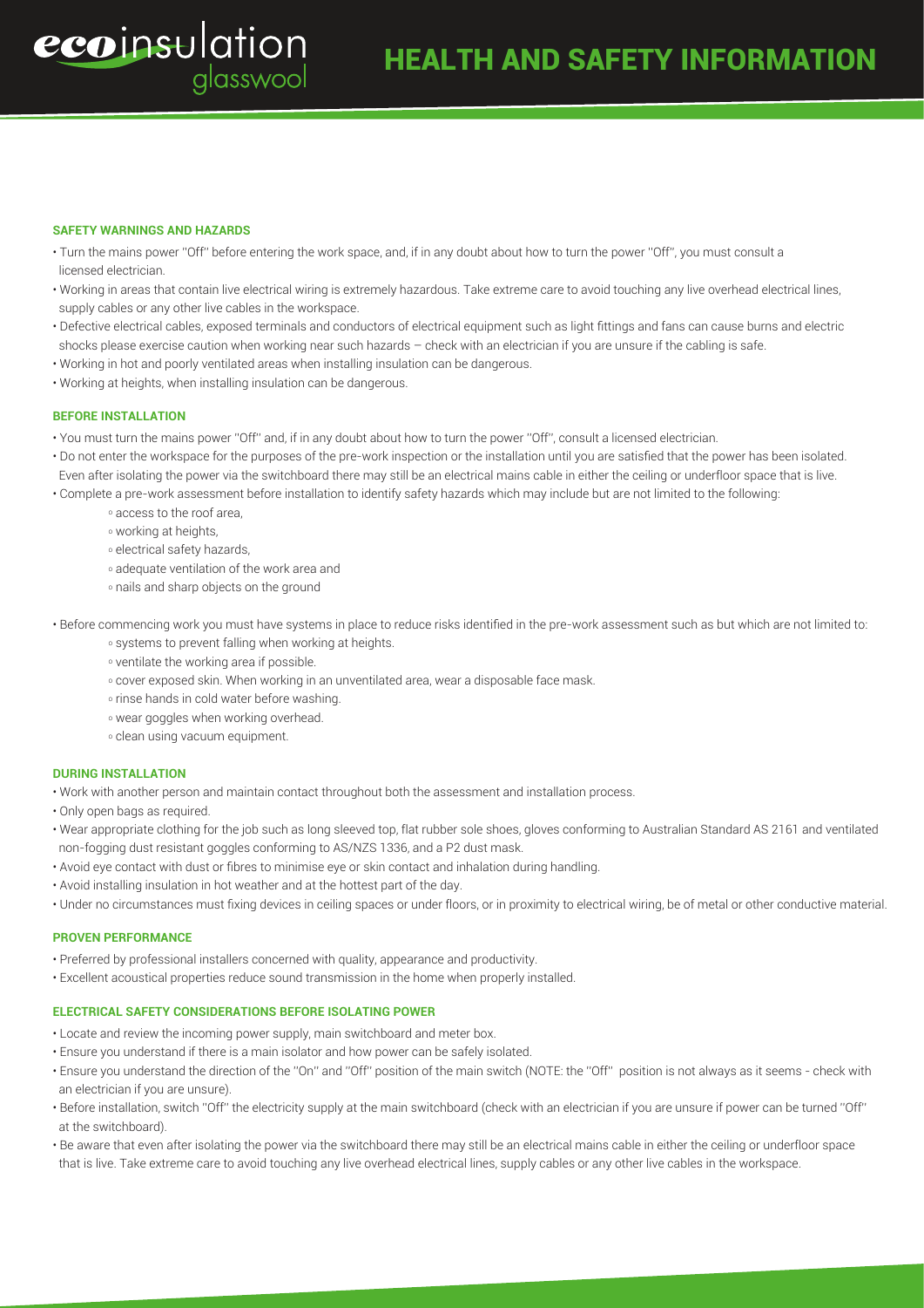# HEALTH AND SAFETY INFORMATION

## SAFETY WARNINGS AND HAZARDS

- Turn the mains power "Off" before entering the work space, and, if in any doubt about how to turn the power "Off", you must consult a licensed electrician.
- Working in areas that contain live electrical wiring is extremely hazardous. Take extreme care to avoid touching any live overhead electrical lines, supply cables or any other live cables in the workspace.
- Defective electrical cables, exposed terminals and conductors of electrical equipment such as light fittings and fans can cause burns and electric shocks please exercise caution when working near such hazards – check with an electrician if you are unsure if the cabling is safe.
- Working in hot and poorly ventilated areas when installing insulation can be dangerous.
- Working at heights, when installing insulation can be dangerous.

## BEFORE INSTALLATION

- You must turn the mains power "Off" and, if in any doubt about how to turn the power "Off", consult a licensed electrician.
- Do not enter the workspace for the purposes of the pre-work inspection or the installation until you are satisfied that the power has been isolated. Even after isolating the power via the switchboard there may still be an electrical mains cable in either the ceiling or underfloor space that is live.
- Complete a pre-work assessment before installation to identify safety hazards which may include but are not limited to the following:
  - access to the roof area,
  - working at heights,
  - electrical safety hazards,
  - adequate ventilation of the work area and
  - nails and sharp objects on the ground
- Before commencing work you must have systems in place to reduce risks identified in the pre-work assessment such as but which are not limited to:
  - systems to prevent falling when working at heights.
  - ventilate the working area if possible.
  - cover exposed skin. When working in an unventilated area, wear a disposable face mask.
  - rinse hands in cold water before washing.
  - wear goggles when working overhead.
  - clean using vacuum equipment.

## DURING INSTALLATION

- Work with another person and maintain contact throughout both the assessment and installation process.
- Only open bags as required.
- Wear appropriate clothing for the job such as long sleeved top, flat rubber sole shoes, gloves conforming to Australian Standard AS 2161 and ventilated non-fogging dust resistant goggles conforming to AS/NZS 1336, and a P2 dust mask.
- Avoid eye contact with dust or fibres to minimise eye or skin contact and inhalation during handling.
- Avoid installing insulation in hot weather and at the hottest part of the day.
- Under no circumstances must fixing devices in ceiling spaces or under floors, or in proximity to electrical wiring, be of metal or other conductive material.

## PROVEN PERFORMANCE

- Preferred by professional installers concerned with quality, appearance and productivity.
- Excellent acoustical properties reduce sound transmission in the home when properly installed.

## ELECTRICAL SAFETY CONSIDERATIONS BEFORE ISOLATING POWER

- Locate and review the incoming power supply, main switchboard and meter box.
- Ensure you understand if there is a main isolator and how power can be safely isolated.
- Ensure you understand the direction of the "On" and "Off" position of the main switch (NOTE: the "Off" position is not always as it seems - check with an electrician if you are unsure).
- Before installation, switch "Off" the electricity supply at the main switchboard (check with an electrician if you are unsure if power can be turned "Off" at the switchboard).
- Be aware that even after isolating the power via the switchboard there may still be an electrical mains cable in either the ceiling or underfloor space that is live. Take extreme care to avoid touching any live overhead electrical lines, supply cables or any other live cables in the workspace.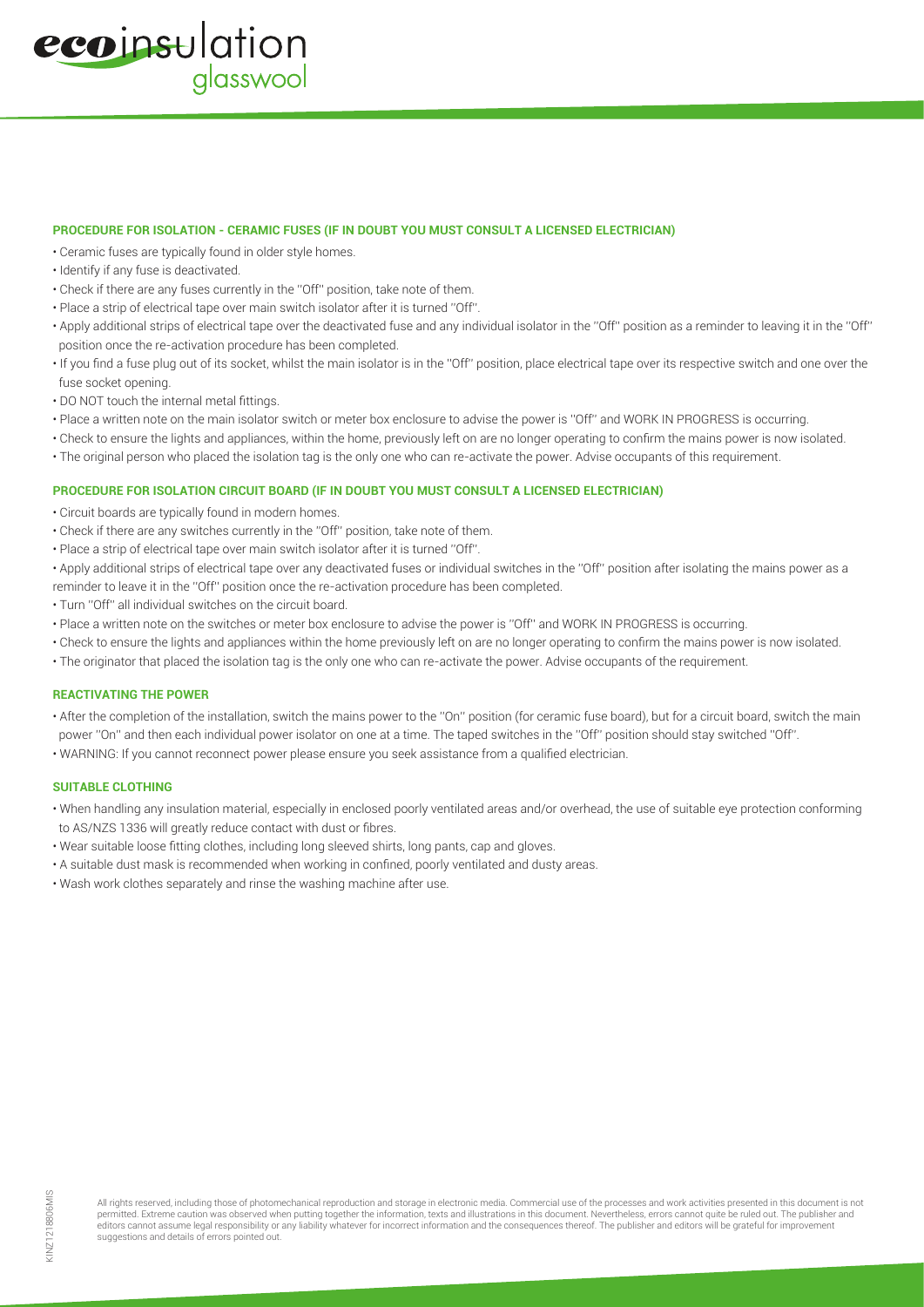### PROCEDURE FOR ISOLATION - CERAMIC FUSES (IF IN DOUBT YOU MUST CONSULT A LICENSED ELECTRICIAN)

- Ceramic fuses are typically found in older style homes.
- Identify if any fuse is deactivated.
- Check if there are any fuses currently in the "Off" position, take note of them.
- Place a strip of electrical tape over main switch isolator after it is turned "Off".
- Apply additional strips of electrical tape over the deactivated fuse and any individual isolator in the "Off" position as a reminder to leaving it in the "Off" position once the re-activation procedure has been completed.
- If you find a fuse plug out of its socket, whilst the main isolator is in the "Off" position, place electrical tape over its respective switch and one over the fuse socket opening.
- DO NOT touch the internal metal fittings.
- Place a written note on the main isolator switch or meter box enclosure to advise the power is "Off" and WORK IN PROGRESS is occurring.
- Check to ensure the lights and appliances, within the home, previously left on are no longer operating to confirm the mains power is now isolated.
- The original person who placed the isolation tag is the only one who can re-activate the power. Advise occupants of this requirement.

### PROCEDURE FOR ISOLATION CIRCUIT BOARD (IF IN DOUBT YOU MUST CONSULT A LICENSED ELECTRICIAN)

- Circuit boards are typically found in modern homes.
- Check if there are any switches currently in the "Off" position, take note of them.
- Place a strip of electrical tape over main switch isolator after it is turned "Off".
- Apply additional strips of electrical tape over any deactivated fuses or individual switches in the "Off" position after isolating the mains power as a reminder to leave it in the "Off" position once the re-activation procedure has been completed.
- Turn "Off" all individual switches on the circuit board.
- Place a written note on the switches or meter box enclosure to advise the power is "Off" and WORK IN PROGRESS is occurring.
- Check to ensure the lights and appliances within the home previously left on are no longer operating to confirm the mains power is now isolated.
- The originator that placed the isolation tag is the only one who can re-activate the power. Advise occupants of the requirement.

### REACTIVATING THE POWER

- After the completion of the installation, switch the mains power to the "On" position (for ceramic fuse board), but for a circuit board, switch the main power "On" and then each individual power isolator on one at a time. The taped switches in the "Off" position should stay switched "Off".
- WARNING: If you cannot reconnect power please ensure you seek assistance from a qualified electrician.

### SUITABLE CLOTHING

- When handling any insulation material, especially in enclosed poorly ventilated areas and/or overhead, the use of suitable eye protection conforming to AS/NZS 1336 will greatly reduce contact with dust or fibres.
- Wear suitable loose fitting clothes, including long sleeved shirts, long pants, cap and gloves.
- A suitable dust mask is recommended when working in confined, poorly ventilated and dusty areas.
- Wash work clothes separately and rinse the washing machine after use.

All rights reserved, including those of photomechanical reproduction and storage in electronic media. Commercial use of the processes and work activities presented in this document is not permitted. Extreme caution was observed when putting together the information, texts and illustrations in this document. Nevertheless, errors cannot quite be ruled out. The publisher and editors cannot assume legal responsibility or any liability whatever for incorrect information and the consequences thereof. The publisher and editors will be grateful for improvement suggestions and details of errors pointed out.

KINZ1218806MIS